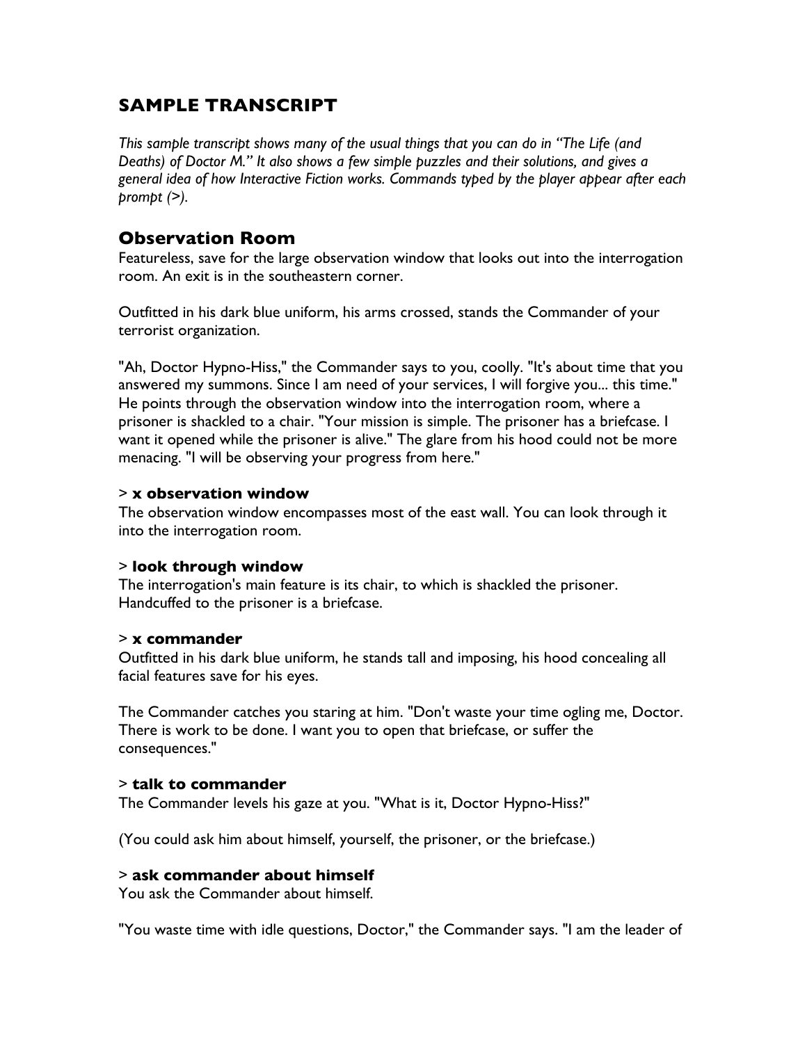## SAMPLE TRANSCRIPT

*This sample transcript shows many of the usual things that you can do in "The Life (and Deaths) of Doctor M." It also shows a few simple puzzles and their solutions, and gives a general idea of how Interactive Fiction works. Commands typed by the player appear after each prompt (>).*

### Observation Room

Featureless, save for the large observation window that looks out into the interrogation room. An exit is in the southeastern corner.

Outfitted in his dark blue uniform, his arms crossed, stands the Commander of your terrorist organization.

"Ah, Doctor Hypno-Hiss," the Commander says to you, coolly. "It's about time that you answered my summons. Since I am need of your services, I will forgive you... this time." He points through the observation window into the interrogation room, where a prisoner is shackled to a chair. "Your mission is simple. The prisoner has a briefcase. I want it opened while the prisoner is alive." The glare from his hood could not be more menacing. "I will be observing your progress from here."

> **x observation window**

The observation window encompasses most of the east wall. You can look through it into the interrogation room.

> **look through window**

The interrogation's main feature is its chair, to which is shackled the prisoner. Handcuffed to the prisoner is a briefcase.

> **x commander**

Outfitted in his dark blue uniform, he stands tall and imposing, his hood concealing all facial features save for his eyes.

The Commander catches you staring at him. "Don't waste your time ogling me, Doctor. There is work to be done. I want you to open that briefcase, or suffer the consequences."

> **talk to commander**

The Commander levels his gaze at you. "What is it, Doctor Hypno-Hiss?"

(You could ask him about himself, yourself, the prisoner, or the briefcase.)

> **ask commander about himself**

You ask the Commander about himself.

"You waste time with idle questions, Doctor," the Commander says. "I am the leader of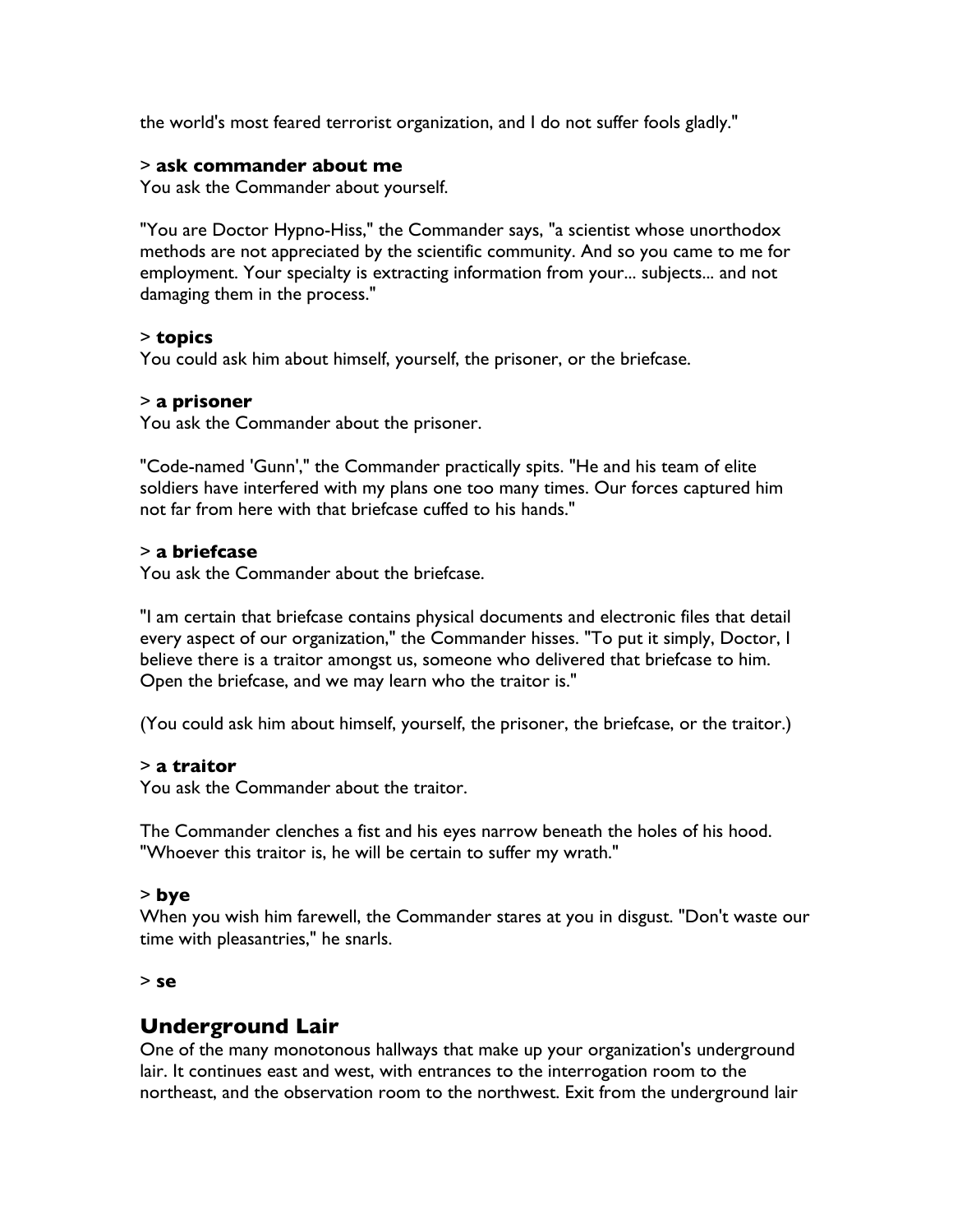the world's most feared terrorist organization, and I do not suffer fools gladly."

> **ask commander about me**
You ask the Commander about yourself.

"You are Doctor Hypno-Hiss," the Commander says, "a scientist whose unorthodox methods are not appreciated by the scientific community. And so you came to me for employment. Your specialty is extracting information from your... subjects... and not damaging them in the process."

> **topics**
You could ask him about himself, yourself, the prisoner, or the briefcase.

> **a prisoner**
You ask the Commander about the prisoner.

"Code-named 'Gunn'," the Commander practically spits. "He and his team of elite soldiers have interfered with my plans one too many times. Our forces captured him not far from here with that briefcase cuffed to his hands."

> **a briefcase**
You ask the Commander about the briefcase.

"I am certain that briefcase contains physical documents and electronic files that detail every aspect of our organization," the Commander hisses. "To put it simply, Doctor, I believe there is a traitor amongst us, someone who delivered that briefcase to him. Open the briefcase, and we may learn who the traitor is."

(You could ask him about himself, yourself, the prisoner, the briefcase, or the traitor.)

> **a traitor**
You ask the Commander about the traitor.

The Commander clenches a fist and his eyes narrow beneath the holes of his hood. "Whoever this traitor is, he will be certain to suffer my wrath."

> **bye**
When you wish him farewell, the Commander stares at you in disgust. "Don't waste our time with pleasantries," he snarls.

> **se**

## Underground Lair

One of the many monotonous hallways that make up your organization's underground lair. It continues east and west, with entrances to the interrogation room to the northeast, and the observation room to the northwest. Exit from the underground lair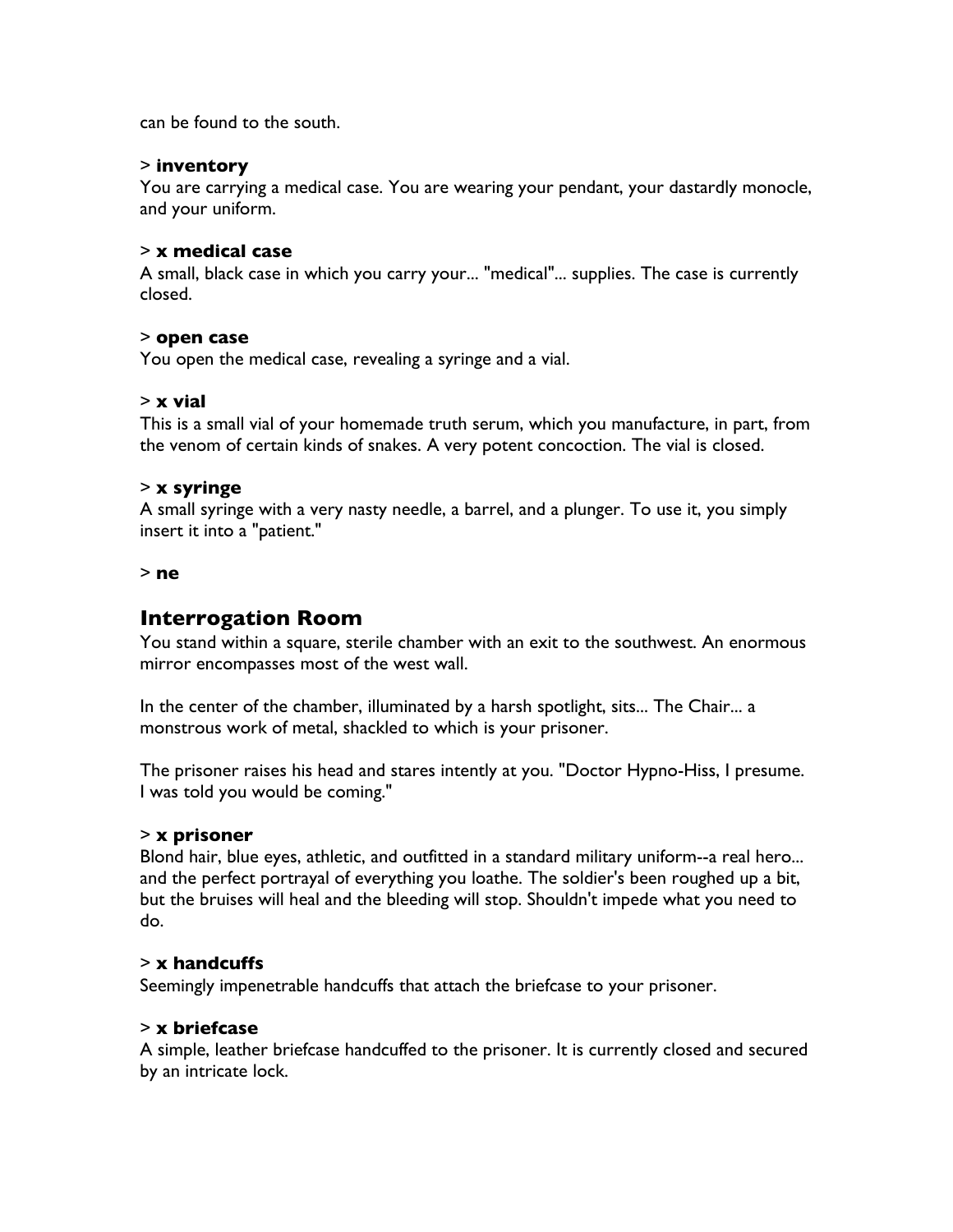can be found to the south.

> **inventory**
You are carrying a medical case. You are wearing your pendant, your dastardly monocle, and your uniform.

> **x medical case**
A small, black case in which you carry your... "medical"... supplies. The case is currently closed.

> **open case**
You open the medical case, revealing a syringe and a vial.

> **x vial**
This is a small vial of your homemade truth serum, which you manufacture, in part, from the venom of certain kinds of snakes. A very potent concoction. The vial is closed.

> **x syringe**
A small syringe with a very nasty needle, a barrel, and a plunger. To use it, you simply insert it into a "patient."

> **ne**

## Interrogation Room

You stand within a square, sterile chamber with an exit to the southwest. An enormous mirror encompasses most of the west wall.

In the center of the chamber, illuminated by a harsh spotlight, sits... The Chair... a monstrous work of metal, shackled to which is your prisoner.

The prisoner raises his head and stares intently at you. "Doctor Hypno-Hiss, I presume. I was told you would be coming."

> **x prisoner**
Blond hair, blue eyes, athletic, and outfitted in a standard military uniform--a real hero... and the perfect portrayal of everything you loathe. The soldier's been roughed up a bit, but the bruises will heal and the bleeding will stop. Shouldn't impede what you need to do.

> **x handcuffs**
Seemingly impenetrable handcuffs that attach the briefcase to your prisoner.

> **x briefcase**
A simple, leather briefcase handcuffed to the prisoner. It is currently closed and secured by an intricate lock.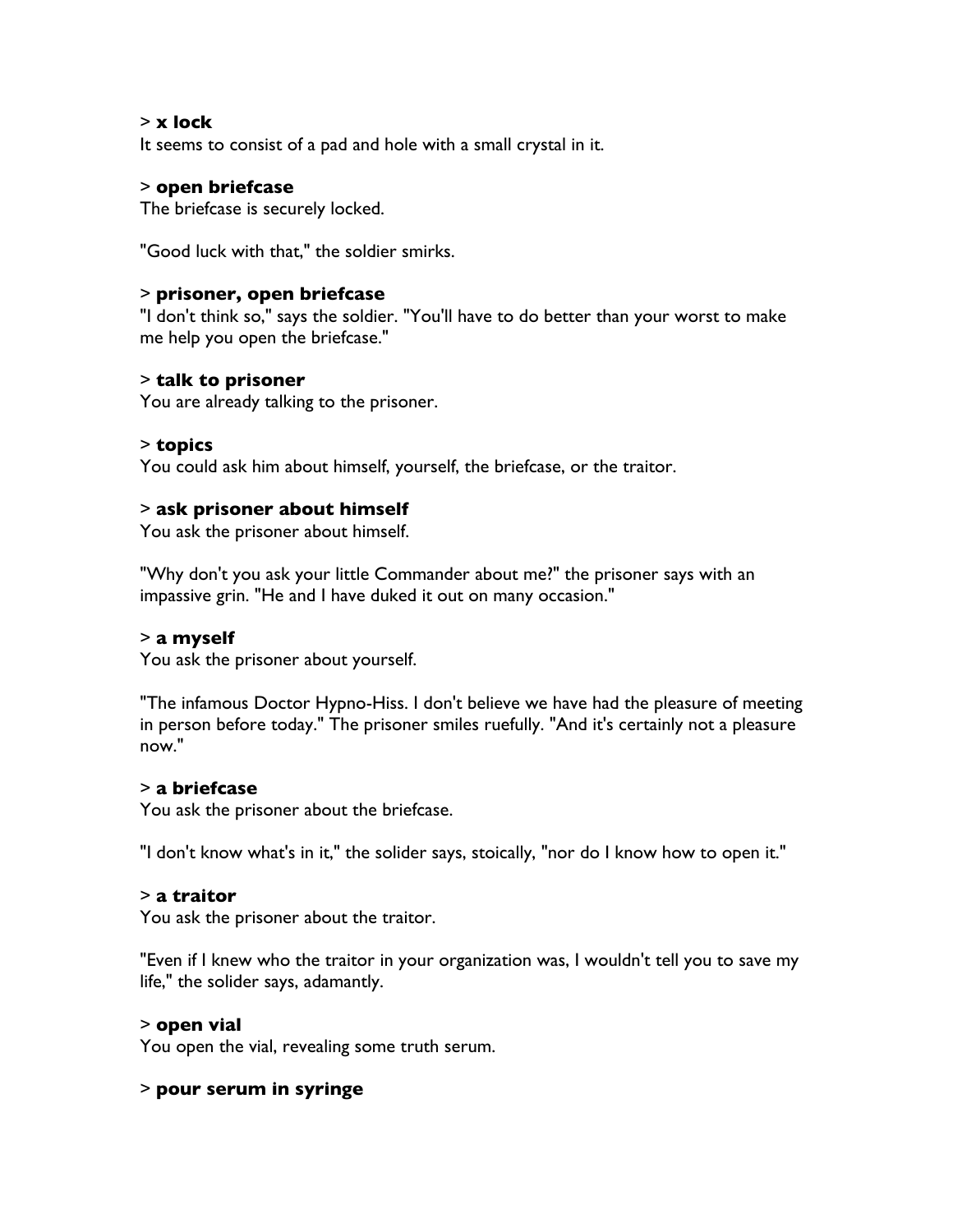> **x lock**
It seems to consist of a pad and hole with a small crystal in it.

> **open briefcase**
The briefcase is securely locked.

"Good luck with that," the soldier smirks.

> **prisoner, open briefcase**
"I don't think so," says the soldier. "You'll have to do better than your worst to make me help you open the briefcase."

> **talk to prisoner**
You are already talking to the prisoner.

> **topics**
You could ask him about himself, yourself, the briefcase, or the traitor.

> **ask prisoner about himself**
You ask the prisoner about himself.

"Why don't you ask your little Commander about me?" the prisoner says with an impassive grin. "He and I have duked it out on many occasion."

> **a myself**
You ask the prisoner about yourself.

"The infamous Doctor Hypno-Hiss. I don't believe we have had the pleasure of meeting in person before today." The prisoner smiles ruefully. "And it's certainly not a pleasure now."

> **a briefcase**
You ask the prisoner about the briefcase.

"I don't know what's in it," the solider says, stoically, "nor do I know how to open it."

> **a traitor**
You ask the prisoner about the traitor.

"Even if I knew who the traitor in your organization was, I wouldn't tell you to save my life," the solider says, adamantly.

> **open vial**
You open the vial, revealing some truth serum.

> **pour serum in syringe**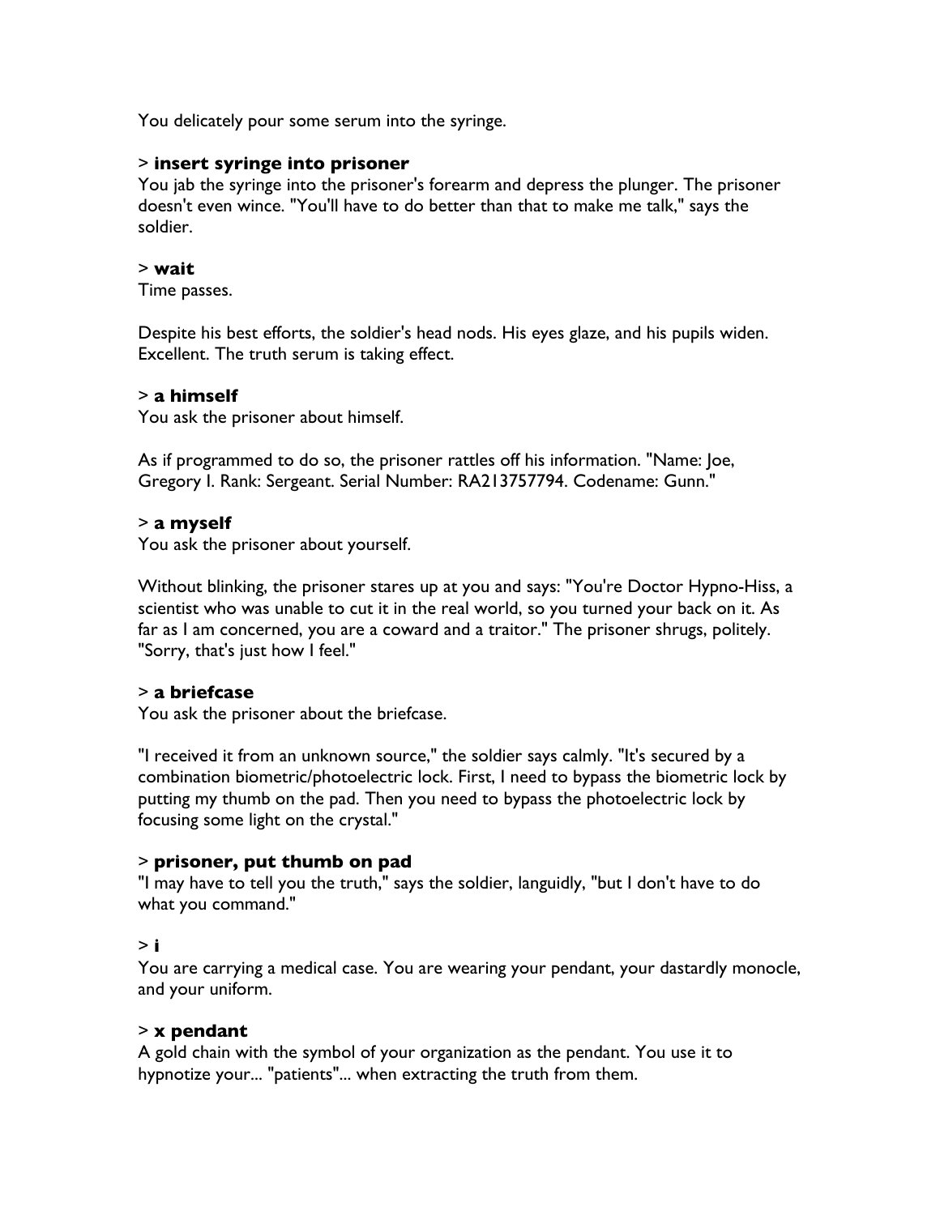You delicately pour some serum into the syringe.

> **insert syringe into prisoner**
You jab the syringe into the prisoner's forearm and depress the plunger. The prisoner doesn't even wince. "You'll have to do better than that to make me talk," says the soldier.

> **wait**
Time passes.

Despite his best efforts, the soldier's head nods. His eyes glaze, and his pupils widen. Excellent. The truth serum is taking effect.

> **a himself**
You ask the prisoner about himself.

As if programmed to do so, the prisoner rattles off his information. "Name: Joe, Gregory I. Rank: Sergeant. Serial Number: RA213757794. Codename: Gunn."

> **a myself**
You ask the prisoner about yourself.

Without blinking, the prisoner stares up at you and says: "You're Doctor Hypno-Hiss, a scientist who was unable to cut it in the real world, so you turned your back on it. As far as I am concerned, you are a coward and a traitor." The prisoner shrugs, politely. "Sorry, that's just how I feel."

> **a briefcase**
You ask the prisoner about the briefcase.

"I received it from an unknown source," the soldier says calmly. "It's secured by a combination biometric/photoelectric lock. First, I need to bypass the biometric lock by putting my thumb on the pad. Then you need to bypass the photoelectric lock by focusing some light on the crystal."

> **prisoner, put thumb on pad**
"I may have to tell you the truth," says the soldier, languidly, "but I don't have to do what you command."

> **i**
You are carrying a medical case. You are wearing your pendant, your dastardly monocle, and your uniform.

> **x pendant**
A gold chain with the symbol of your organization as the pendant. You use it to hypnotize your... "patients"... when extracting the truth from them.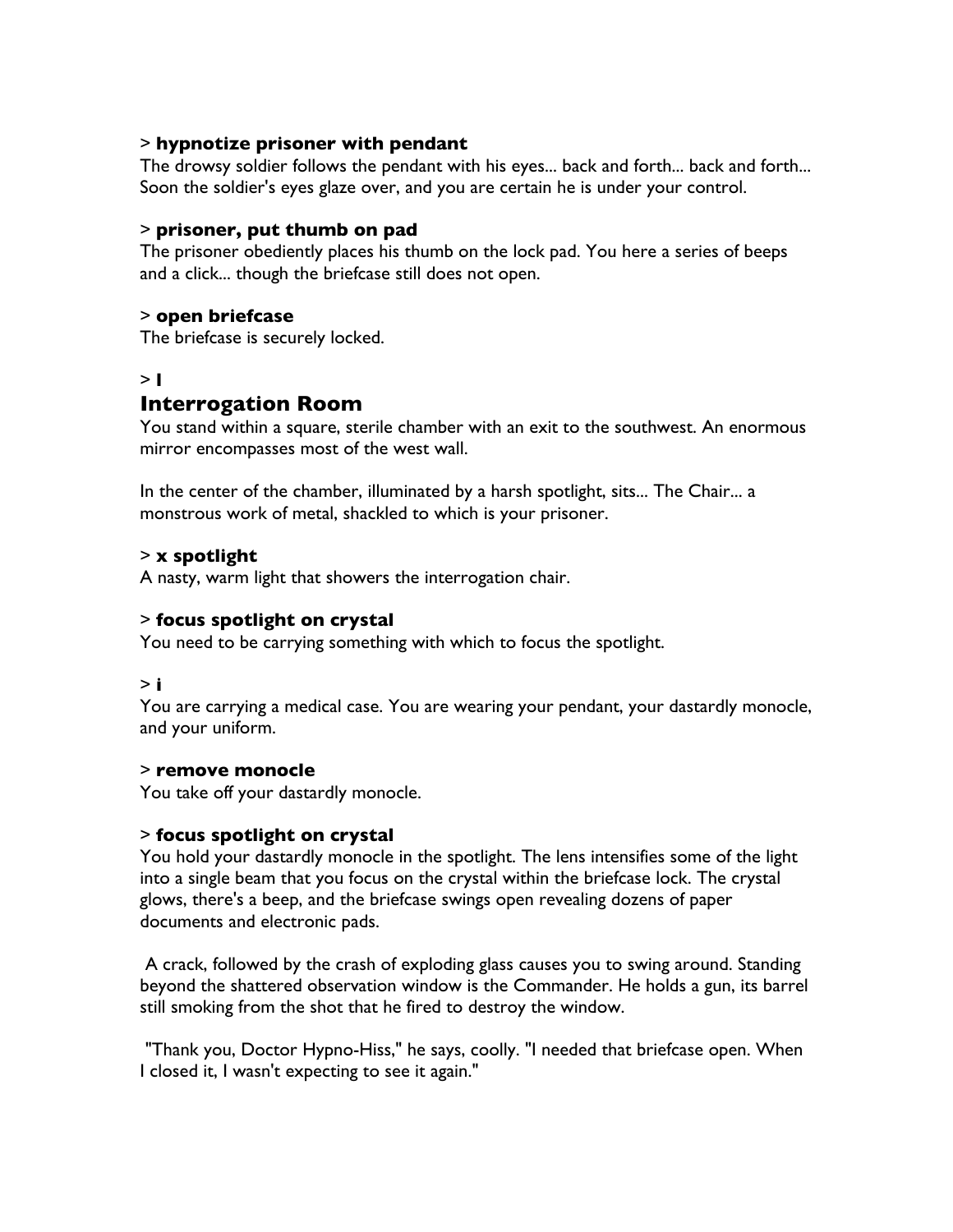> **hypnotize prisoner with pendant**
The drowsy soldier follows the pendant with his eyes... back and forth... back and forth... Soon the soldier's eyes glaze over, and you are certain he is under your control.

> **prisoner, put thumb on pad**
The prisoner obediently places his thumb on the lock pad. You here a series of beeps and a click... though the briefcase still does not open.

> **open briefcase**
The briefcase is securely locked.

> **l**

## Interrogation Room

You stand within a square, sterile chamber with an exit to the southwest. An enormous mirror encompasses most of the west wall.

In the center of the chamber, illuminated by a harsh spotlight, sits... The Chair... a monstrous work of metal, shackled to which is your prisoner.

> **x spotlight**
A nasty, warm light that showers the interrogation chair.

> **focus spotlight on crystal**
You need to be carrying something with which to focus the spotlight.

> **i**
You are carrying a medical case. You are wearing your pendant, your dastardly monocle, and your uniform.

> **remove monocle**
You take off your dastardly monocle.

> **focus spotlight on crystal**
You hold your dastardly monocle in the spotlight. The lens intensifies some of the light into a single beam that you focus on the crystal within the briefcase lock. The crystal glows, there's a beep, and the briefcase swings open revealing dozens of paper documents and electronic pads.

A crack, followed by the crash of exploding glass causes you to swing around. Standing beyond the shattered observation window is the Commander. He holds a gun, its barrel still smoking from the shot that he fired to destroy the window.

"Thank you, Doctor Hypno-Hiss," he says, coolly. "I needed that briefcase open. When I closed it, I wasn't expecting to see it again."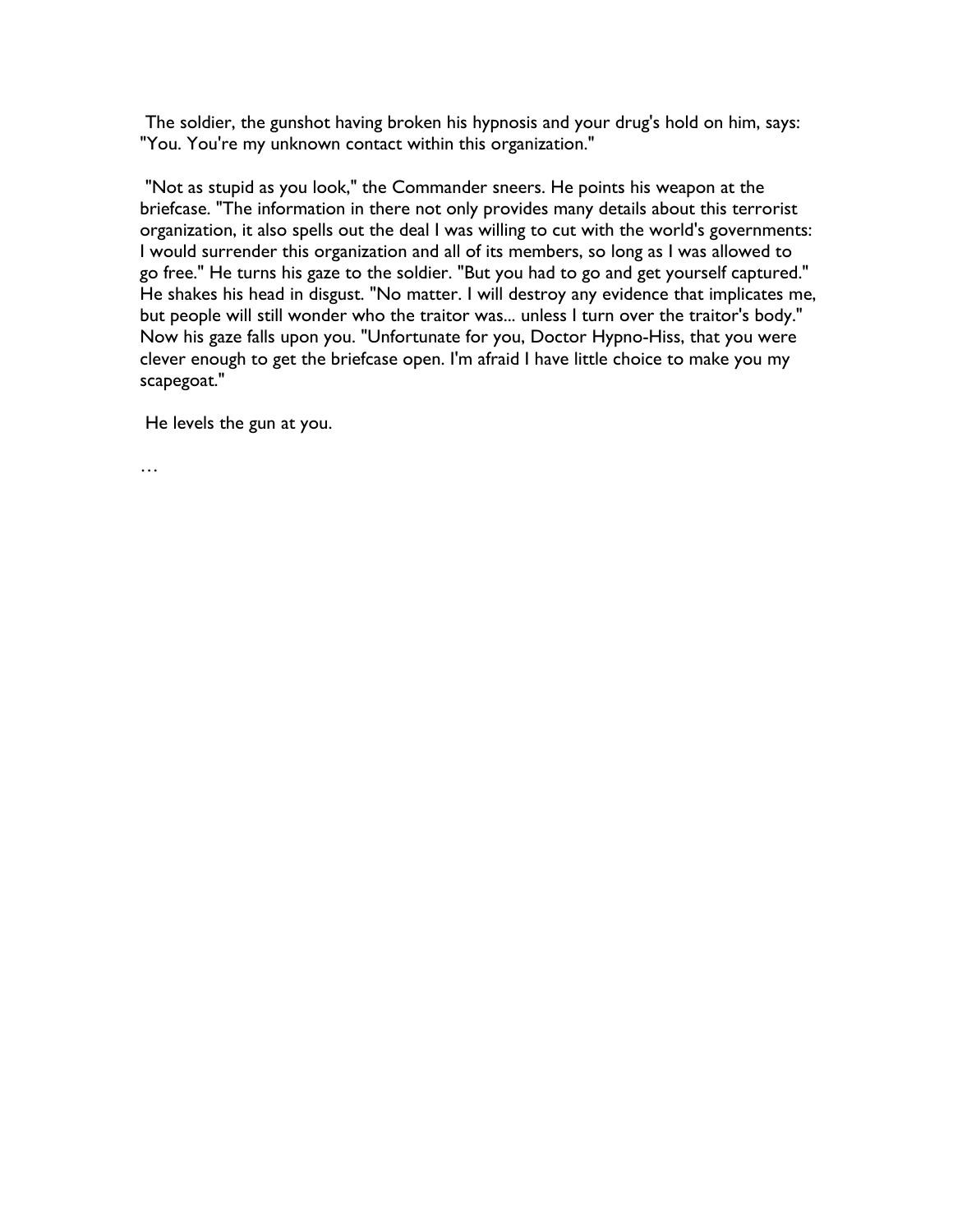The soldier, the gunshot having broken his hypnosis and your drug's hold on him, says: "You. You're my unknown contact within this organization."

"Not as stupid as you look," the Commander sneers. He points his weapon at the briefcase. "The information in there not only provides many details about this terrorist organization, it also spells out the deal I was willing to cut with the world's governments: I would surrender this organization and all of its members, so long as I was allowed to go free." He turns his gaze to the soldier. "But you had to go and get yourself captured." He shakes his head in disgust. "No matter. I will destroy any evidence that implicates me, but people will still wonder who the traitor was... unless I turn over the traitor's body." Now his gaze falls upon you. "Unfortunate for you, Doctor Hypno-Hiss, that you were clever enough to get the briefcase open. I'm afraid I have little choice to make you my scapegoat."

He levels the gun at you.

…